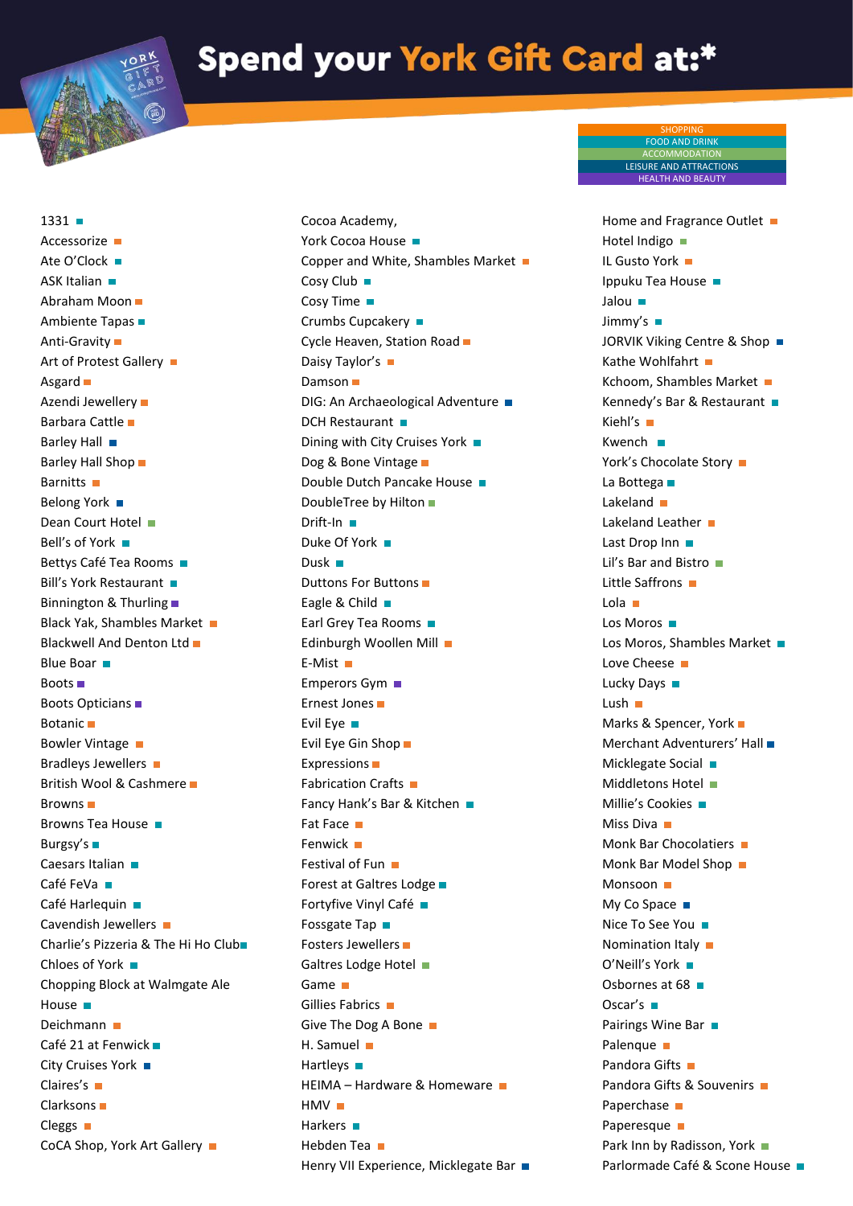# Spend your York Gift Card at:*

- SHOPPING
- FOOD AND DRINK
- ACCOMMODATION
- LEISURE AND ATTRACTIONS
- HEALTH AND BEAUTY

1331
Accessorize
Ate O'Clock
ASK Italian
Abraham Moon
Ambiente Tapas
Anti-Gravity
Art of Protest Gallery
Asgard
Azendi Jewellery
Barbara Cattle
Barley Hall
Barley Hall Shop
Barnitts
Belong York
Dean Court Hotel
Bell's of York
Bettys Café Tea Rooms
Bill's York Restaurant
Binnington & Thurling
Black Yak, Shambles Market
Blackwell And Denton Ltd
Blue Boar
Boots
Boots Opticians
Botanic
Bowler Vintage
Bradleys Jewellers
British Wool & Cashmere
Browns
Browns Tea House
Burgsy's
Caesars Italian
Café FeVa
Café Harlequin
Cavendish Jewellers
Charlie's Pizzeria & The Hi Ho Club
Chloes of York
Chopping Block at Walmgate Ale House
Deichmann
Café 21 at Fenwick
City Cruises York
Claires's
Clarksons
Cleggs
CoCA Shop, York Art Gallery

Cocoa Academy,
York Cocoa House
Copper and White, Shambles Market
Cosy Club
Cosy Time
Crumbs Cupcakery
Cycle Heaven, Station Road
Daisy Taylor's
Damson
DIG: An Archaeological Adventure
DCH Restaurant
Dining with City Cruises York
Dog & Bone Vintage
Double Dutch Pancake House
DoubleTree by Hilton
Drift-In
Duke Of York
Dusk
Duttons For Buttons
Eagle & Child
Earl Grey Tea Rooms
Edinburgh Woollen Mill
E-Mist
Emperors Gym
Ernest Jones
Evil Eye
Evil Eye Gin Shop
Expressions
Fabrication Crafts
Fancy Hank's Bar & Kitchen
Fat Face
Fenwick
Festival of Fun
Forest at Galtres Lodge
Fortyfive Vinyl Café
Fossgate Tap
Fosters Jewellers
Galtres Lodge Hotel
Game
Gillies Fabrics
Give The Dog A Bone
H. Samuel
Hartleys
HEIMA – Hardware & Homeware
HMV
Harkers
Hebden Tea
Henry VII Experience, Micklegate Bar

Home and Fragrance Outlet
Hotel Indigo
IL Gusto York
Ippuku Tea House
Jalou
Jimmy's
JORVIK Viking Centre & Shop
Kathe Wohlfahrt
Kchoom, Shambles Market
Kennedy's Bar & Restaurant
Kiehl's
Kwench
York's Chocolate Story
La Bottega
Lakeland
Lakeland Leather
Last Drop Inn
Lil's Bar and Bistro
Little Saffrons
Lola
Los Moros
Los Moros, Shambles Market
Love Cheese
Lucky Days
Lush
Marks & Spencer, York
Merchant Adventurers' Hall
Micklegate Social
Middletons Hotel
Millie's Cookies
Miss Diva
Monk Bar Chocolatiers
Monk Bar Model Shop
Monsoon
My Co Space
Nice To See You
Nomination Italy
O'Neill's York
Osbornes at 68
Oscar's
Pairings Wine Bar
Palenque
Pandora Gifts
Pandora Gifts & Souvenirs
Paperchase
Paperesque
Park Inn by Radisson, York
Parlormade Café & Scone House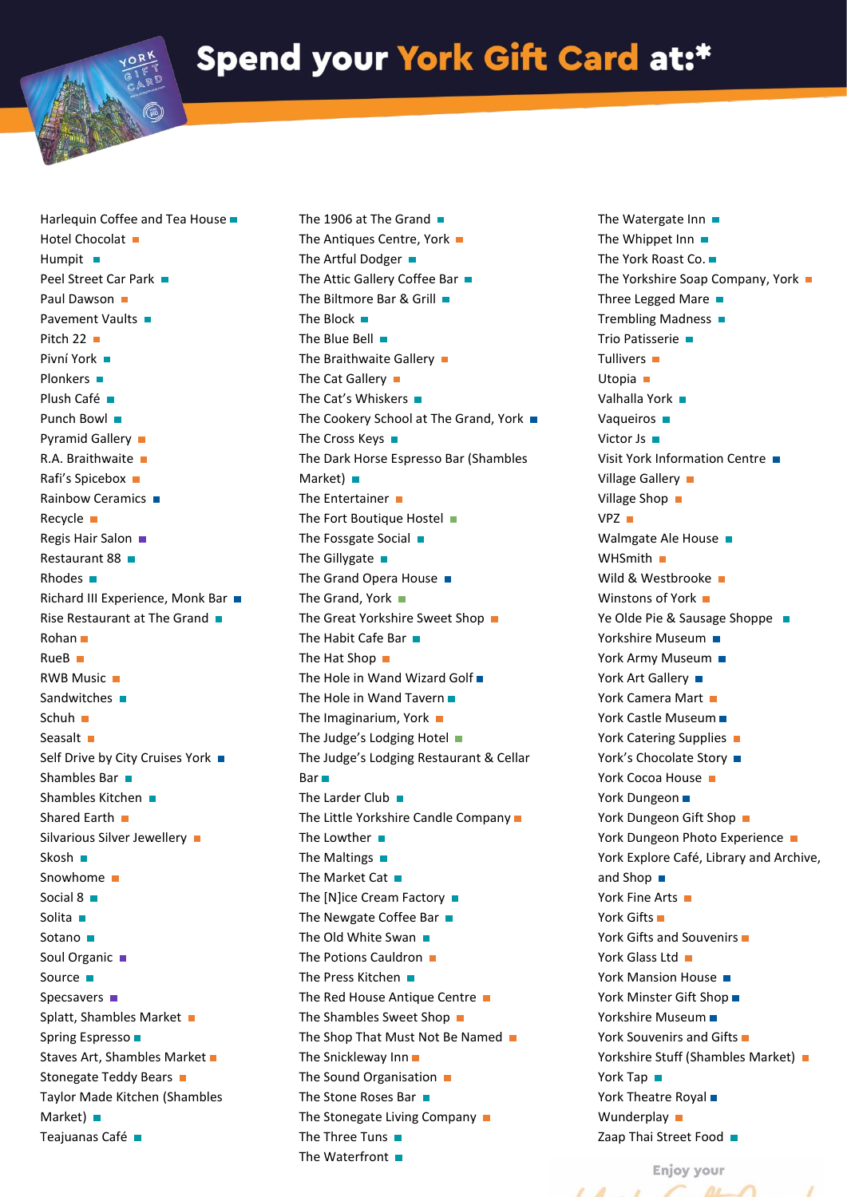# Spend your York Gift Card at:*

- Harlequin Coffee and Tea House
- Hotel Chocolat
- Humpit
- Peel Street Car Park
- Paul Dawson
- Pavement Vaults
- Pitch 22
- Pivní York
- Plonkers
- Plush Café
- Punch Bowl
- Pyramid Gallery
- R.A. Braithwaite
- Rafi's Spicebox
- Rainbow Ceramics
- Recycle
- Regis Hair Salon
- Restaurant 88
- Rhodes
- Richard III Experience, Monk Bar
- Rise Restaurant at The Grand
- Rohan
- RueB
- RWB Music
- Sandwitches
- Schuh
- Seasalt
- Self Drive by City Cruises York
- Shambles Bar
- Shambles Kitchen
- Shared Earth
- Silvarious Silver Jewellery
- Skosh
- Snowhome
- Social 8
- Solita
- Sotano
- Soul Organic
- Source
- Specsavers
- Splatt, Shambles Market
- Spring Espresso
- Staves Art, Shambles Market
- Stonegate Teddy Bears
- Taylor Made Kitchen (Shambles Market)
- Teajuanas Café
- The 1906 at The Grand
- The Antiques Centre, York
- The Artful Dodger
- The Attic Gallery Coffee Bar
- The Biltmore Bar & Grill
- The Block
- The Blue Bell
- The Braithwaite Gallery
- The Cat Gallery
- The Cat's Whiskers
- The Cookery School at The Grand, York
- The Cross Keys
- The Dark Horse Espresso Bar (Shambles Market)
- The Entertainer
- The Fort Boutique Hostel
- The Fossgate Social
- The Gillygate
- The Grand Opera House
- The Grand, York
- The Great Yorkshire Sweet Shop
- The Habit Cafe Bar
- The Hat Shop
- The Hole in Wand Wizard Golf
- The Hole in Wand Tavern
- The Imaginarium, York
- The Judge's Lodging Hotel
- The Judge's Lodging Restaurant & Cellar Bar
- The Larder Club
- The Little Yorkshire Candle Company
- The Lowther
- The Maltings
- The Market Cat
- The [N]ice Cream Factory
- The Newgate Coffee Bar
- The Old White Swan
- The Potions Cauldron
- The Press Kitchen
- The Red House Antique Centre
- The Shambles Sweet Shop
- The Shop That Must Not Be Named
- The Snickleway Inn
- The Sound Organisation
- The Stone Roses Bar
- The Stonegate Living Company
- The Three Tuns
- The Waterfront
- The Watergate Inn
- The Whippet Inn
- The York Roast Co.
- The Yorkshire Soap Company, York
- Three Legged Mare
- Trembling Madness
- Trio Patisserie
- Tullivers
- Utopia
- Valhalla York
- Vaqueiros
- Victor Js
- Visit York Information Centre
- Village Gallery
- Village Shop
- VPZ
- Walmgate Ale House
- WHSmith
- Wild & Westbrooke
- Winstons of York
- Ye Olde Pie & Sausage Shoppe
- Yorkshire Museum
- York Army Museum
- York Art Gallery
- York Camera Mart
- York Castle Museum
- York Catering Supplies
- York's Chocolate Story
- York Cocoa House
- York Dungeon
- York Dungeon Gift Shop
- York Dungeon Photo Experience
- York Explore Café, Library and Archive, and Shop
- York Fine Arts
- York Gifts
- York Gifts and Souvenirs
- York Glass Ltd
- York Mansion House
- York Minster Gift Shop
- Yorkshire Museum
- York Souvenirs and Gifts
- Yorkshire Stuff (Shambles Market)
- York Tap
- York Theatre Royal
- Wunderplay
- Zaap Thai Street Food

Enjoy your